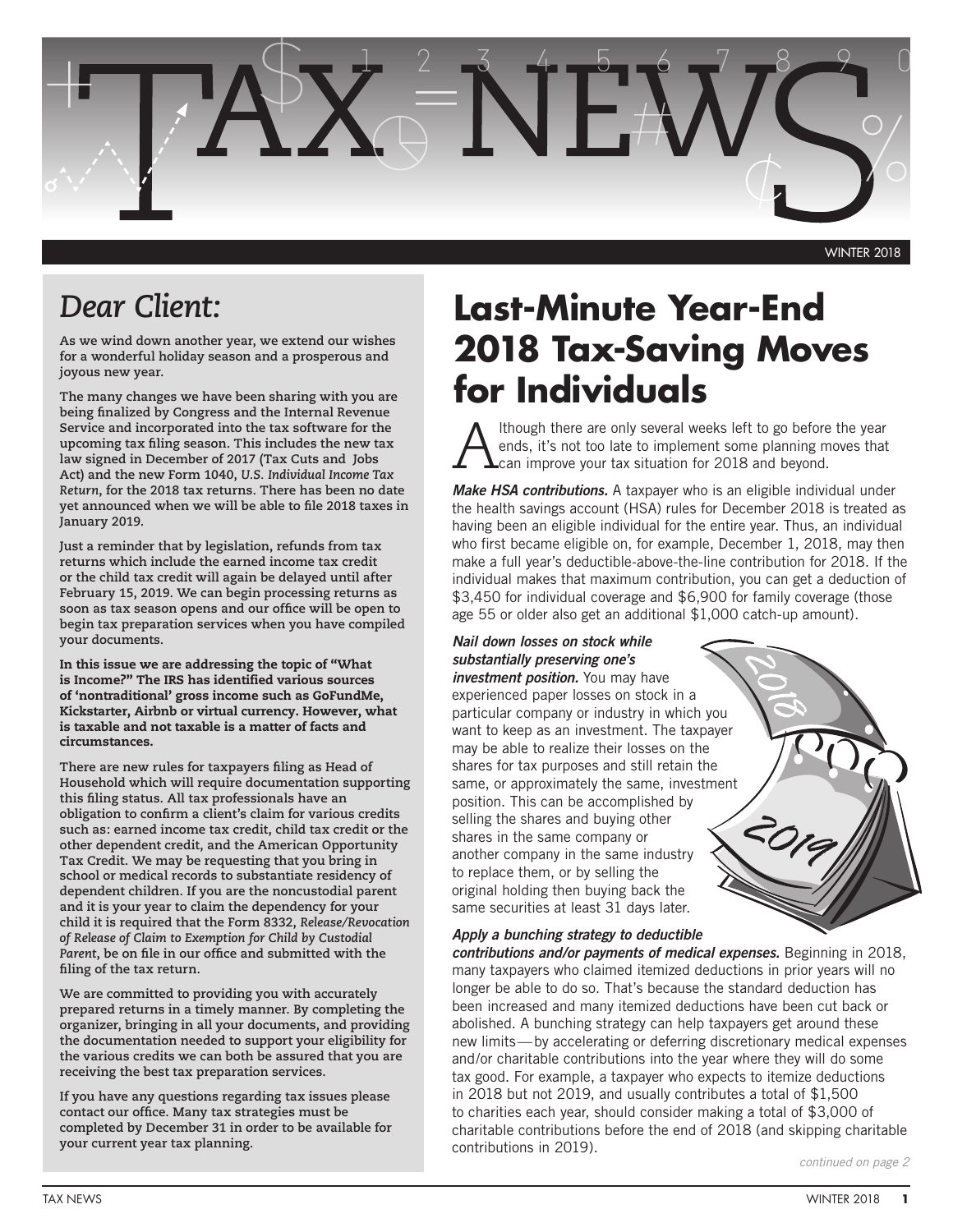# TAX NEWS

WINTER 2018

## *Dear Client:*

**As we wind down another year, we extend our wishes for a wonderful holiday season and a prosperous and joyous new year.**

**The many changes we have been sharing with you are being finalized by Congress and the Internal Revenue Service and incorporated into the tax software for the upcoming tax filing season. This includes the new tax law signed in December of 2017 (Tax Cuts and Jobs Act) and the new Form 1040, *U.S. Individual Income Tax Return*, for the 2018 tax returns. There has been no date yet announced when we will be able to file 2018 taxes in January 2019.**

**Just a reminder that by legislation, refunds from tax returns which include the earned income tax credit or the child tax credit will again be delayed until after February 15, 2019. We can begin processing returns as soon as tax season opens and our office will be open to begin tax preparation services when you have compiled your documents.**

**In this issue we are addressing the topic of "What is Income?" The IRS has identified various sources of 'nontraditional' gross income such as GoFundMe, Kickstarter, Airbnb or virtual currency. However, what is taxable and not taxable is a matter of facts and circumstances.**

**There are new rules for taxpayers filing as Head of Household which will require documentation supporting this filing status. All tax professionals have an obligation to confirm a client's claim for various credits such as: earned income tax credit, child tax credit or the other dependent credit, and the American Opportunity Tax Credit. We may be requesting that you bring in school or medical records to substantiate residency of dependent children. If you are the noncustodial parent and it is your year to claim the dependency for your child it is required that the Form 8332, *Release/Revocation of Release of Claim to Exemption for Child by Custodial Parent*, be on file in our office and submitted with the filing of the tax return.**

**We are committed to providing you with accurately prepared returns in a timely manner. By completing the organizer, bringing in all your documents, and providing the documentation needed to support your eligibility for the various credits we can both be assured that you are receiving the best tax preparation services.**

**If you have any questions regarding tax issues please contact our office. Many tax strategies must be completed by December 31 in order to be available for your current year tax planning.**

# Last-Minute Year-End 2018 Tax-Saving Moves for Individuals

Although there are only several weeks left to go before the year ends, it's not too late to implement some planning moves that can improve your tax situation for 2018 and beyond.

***Make HSA contributions.*** A taxpayer who is an eligible individual under the health savings account (HSA) rules for December 2018 is treated as having been an eligible individual for the entire year. Thus, an individual who first became eligible on, for example, December 1, 2018, may then make a full year's deductible-above-the-line contribution for 2018. If the individual makes that maximum contribution, you can get a deduction of $3,450 for individual coverage and $6,900 for family coverage (those age 55 or older also get an additional $1,000 catch-up amount).

***Nail down losses on stock while substantially preserving one's investment position.*** You may have experienced paper losses on stock in a particular company or industry in which you want to keep as an investment. The taxpayer may be able to realize their losses on the shares for tax purposes and still retain the same, or approximately the same, investment position. This can be accomplished by selling the shares and buying other shares in the same company or another company in the same industry to replace them, or by selling the original holding then buying back the same securities at least 31 days later.

***Apply a bunching strategy to deductible contributions and/or payments of medical expenses.*** Beginning in 2018, many taxpayers who claimed itemized deductions in prior years will no longer be able to do so. That's because the standard deduction has been increased and many itemized deductions have been cut back or abolished. A bunching strategy can help taxpayers get around these new limits—by accelerating or deferring discretionary medical expenses and/or charitable contributions into the year where they will do some tax good. For example, a taxpayer who expects to itemize deductions in 2018 but not 2019, and usually contributes a total of $1,500 to charities each year, should consider making a total of $3,000 of charitable contributions before the end of 2018 (and skipping charitable contributions in 2019).

*continued on page 2*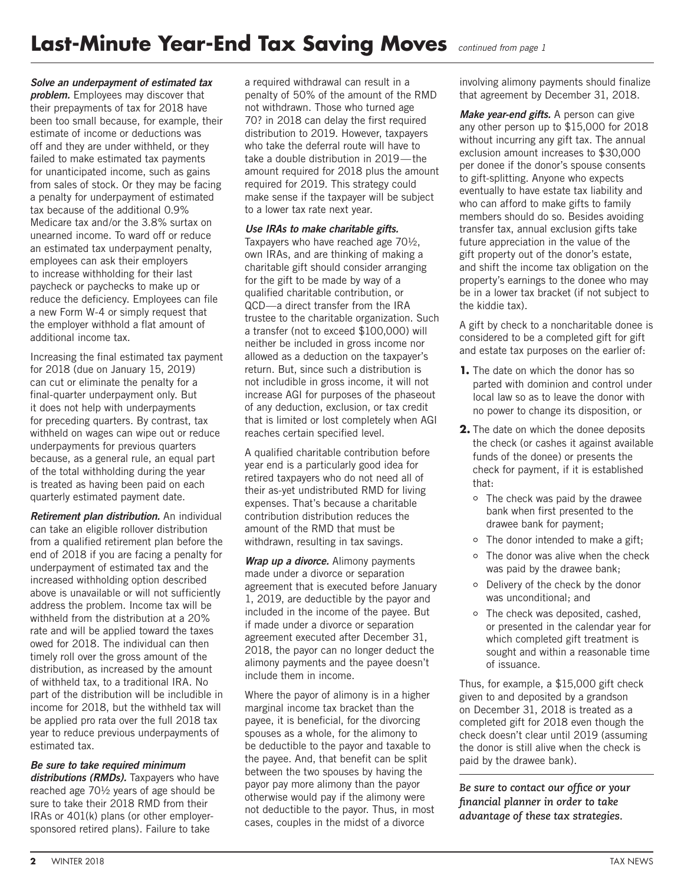# Last-Minute Year-End Tax Saving Moves *continued from page 1*

***Solve an underpayment of estimated tax problem.*** Employees may discover that their prepayments of tax for 2018 have been too small because, for example, their estimate of income or deductions was off and they are under withheld, or they failed to make estimated tax payments for unanticipated income, such as gains from sales of stock. Or they may be facing a penalty for underpayment of estimated tax because of the additional 0.9% Medicare tax and/or the 3.8% surtax on unearned income. To ward off or reduce an estimated tax underpayment penalty, employees can ask their employers to increase withholding for their last paycheck or paychecks to make up or reduce the deficiency. Employees can file a new Form W-4 or simply request that the employer withhold a flat amount of additional income tax.

Increasing the final estimated tax payment for 2018 (due on January 15, 2019) can cut or eliminate the penalty for a final-quarter underpayment only. But it does not help with underpayments for preceding quarters. By contrast, tax withheld on wages can wipe out or reduce underpayments for previous quarters because, as a general rule, an equal part of the total withholding during the year is treated as having been paid on each quarterly estimated payment date.

***Retirement plan distribution.*** An individual can take an eligible rollover distribution from a qualified retirement plan before the end of 2018 if you are facing a penalty for underpayment of estimated tax and the increased withholding option described above is unavailable or will not sufficiently address the problem. Income tax will be withheld from the distribution at a 20% rate and will be applied toward the taxes owed for 2018. The individual can then timely roll over the gross amount of the distribution, as increased by the amount of withheld tax, to a traditional IRA. No part of the distribution will be includible in income for 2018, but the withheld tax will be applied pro rata over the full 2018 tax year to reduce previous underpayments of estimated tax.

***Be sure to take required minimum distributions (RMDs).*** Taxpayers who have reached age 70½ years of age should be sure to take their 2018 RMD from their IRAs or 401(k) plans (or other employer-sponsored retired plans). Failure to take a required withdrawal can result in a penalty of 50% of the amount of the RMD not withdrawn. Those who turned age 70? in 2018 can delay the first required distribution to 2019. However, taxpayers who take the deferral route will have to take a double distribution in 2019—the amount required for 2018 plus the amount required for 2019. This strategy could make sense if the taxpayer will be subject to a lower tax rate next year.

***Use IRAs to make charitable gifts.*** Taxpayers who have reached age 70½, own IRAs, and are thinking of making a charitable gift should consider arranging for the gift to be made by way of a qualified charitable contribution, or QCD—a direct transfer from the IRA trustee to the charitable organization. Such a transfer (not to exceed $100,000) will neither be included in gross income nor allowed as a deduction on the taxpayer's return. But, since such a distribution is not includible in gross income, it will not increase AGI for purposes of the phaseout of any deduction, exclusion, or tax credit that is limited or lost completely when AGI reaches certain specified level.

A qualified charitable contribution before year end is a particularly good idea for retired taxpayers who do not need all of their as-yet undistributed RMD for living expenses. That's because a charitable contribution distribution reduces the amount of the RMD that must be withdrawn, resulting in tax savings.

***Wrap up a divorce.*** Alimony payments made under a divorce or separation agreement that is executed before January 1, 2019, are deductible by the payor and included in the income of the payee. But if made under a divorce or separation agreement executed after December 31, 2018, the payor can no longer deduct the alimony payments and the payee doesn't include them in income.

Where the payor of alimony is in a higher marginal income tax bracket than the payee, it is beneficial, for the divorcing spouses as a whole, for the alimony to be deductible to the payor and taxable to the payee. And, that benefit can be split between the two spouses by having the payor pay more alimony than the payor otherwise would pay if the alimony were not deductible to the payor. Thus, in most cases, couples in the midst of a divorce involving alimony payments should finalize that agreement by December 31, 2018.

***Make year-end gifts.*** A person can give any other person up to $15,000 for 2018 without incurring any gift tax. The annual exclusion amount increases to $30,000 per donee if the donor's spouse consents to gift-splitting. Anyone who expects eventually to have estate tax liability and who can afford to make gifts to family members should do so. Besides avoiding transfer tax, annual exclusion gifts take future appreciation in the value of the gift property out of the donor's estate, and shift the income tax obligation on the property's earnings to the donee who may be in a lower tax bracket (if not subject to the kiddie tax).

A gift by check to a noncharitable donee is considered to be a completed gift for gift and estate tax purposes on the earlier of:

1. The date on which the donor has so parted with dominion and control under local law so as to leave the donor with no power to change its disposition, or
2. The date on which the donee deposits the check (or cashes it against available funds of the donee) or presents the check for payment, if it is established that:
   - The check was paid by the drawee bank when first presented to the drawee bank for payment;
   - The donor intended to make a gift;
   - The donor was alive when the check was paid by the drawee bank;
   - Delivery of the check by the donor was unconditional; and
   - The check was deposited, cashed, or presented in the calendar year for which completed gift treatment is sought and within a reasonable time of issuance.

Thus, for example, a $15,000 gift check given to and deposited by a grandson on December 31, 2018 is treated as a completed gift for 2018 even though the check doesn't clear until 2019 (assuming the donor is still alive when the check is paid by the drawee bank).

***Be sure to contact our office or your financial planner in order to take advantage of these tax strategies.***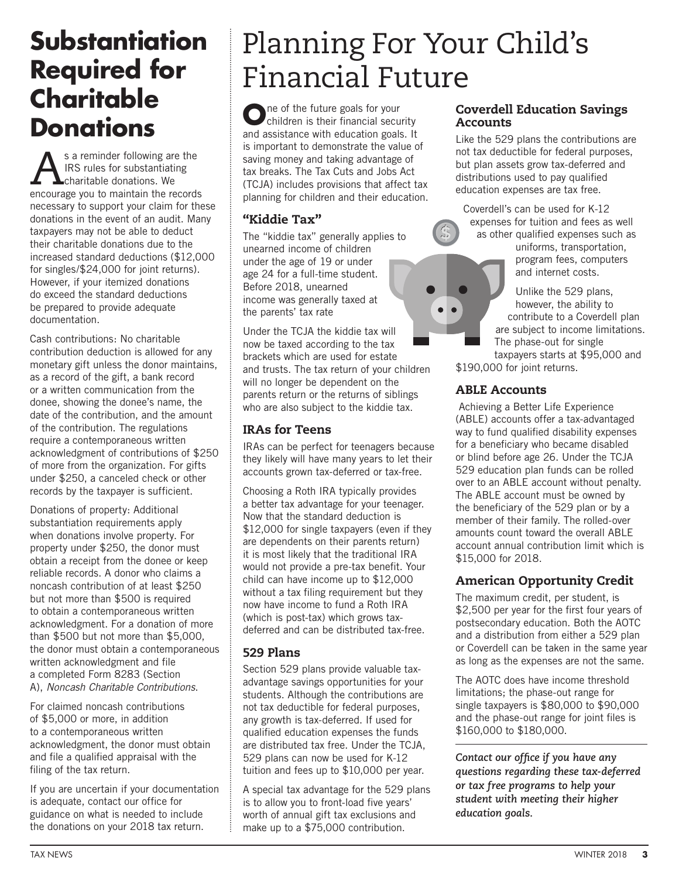# Substantiation Required for Charitable Donations

As a reminder following are the IRS rules for substantiating charitable donations. We encourage you to maintain the records necessary to support your claim for these donations in the event of an audit. Many taxpayers may not be able to deduct their charitable donations due to the increased standard deductions ($12,000 for singles/$24,000 for joint returns). However, if your itemized donations do exceed the standard deductions be prepared to provide adequate documentation.

Cash contributions: No charitable contribution deduction is allowed for any monetary gift unless the donor maintains, as a record of the gift, a bank record or a written communication from the donee, showing the donee's name, the date of the contribution, and the amount of the contribution. The regulations require a contemporaneous written acknowledgment of contributions of $250 of more from the organization. For gifts under $250, a canceled check or other records by the taxpayer is sufficient.

Donations of property: Additional substantiation requirements apply when donations involve property. For property under $250, the donor must obtain a receipt from the donee or keep reliable records. A donor who claims a noncash contribution of at least $250 but not more than $500 is required to obtain a contemporaneous written acknowledgment. For a donation of more than $500 but not more than $5,000, the donor must obtain a contemporaneous written acknowledgment and file a completed Form 8283 (Section A), *Noncash Charitable Contributions*.

For claimed noncash contributions of $5,000 or more, in addition to a contemporaneous written acknowledgment, the donor must obtain and file a qualified appraisal with the filing of the tax return.

If you are uncertain if your documentation is adequate, contact our office for guidance on what is needed to include the donations on your 2018 tax return.

# Planning For Your Child's Financial Future

One of the future goals for your children is their financial security and assistance with education goals. It is important to demonstrate the value of saving money and taking advantage of tax breaks. The Tax Cuts and Jobs Act (TCJA) includes provisions that affect tax planning for children and their education.

## "Kiddie Tax"

The "kiddie tax" generally applies to unearned income of children under the age of 19 or under age 24 for a full-time student. Before 2018, unearned income was generally taxed at the parents' tax rate

Under the TCJA the kiddie tax will now be taxed according to the tax brackets which are used for estate and trusts. The tax return of your children will no longer be dependent on the parents return or the returns of siblings who are also subject to the kiddie tax.

## IRAs for Teens

IRAs can be perfect for teenagers because they likely will have many years to let their accounts grown tax-deferred or tax-free.

Choosing a Roth IRA typically provides a better tax advantage for your teenager. Now that the standard deduction is $12,000 for single taxpayers (even if they are dependents on their parents return) it is most likely that the traditional IRA would not provide a pre-tax benefit. Your child can have income up to $12,000 without a tax filing requirement but they now have income to fund a Roth IRA (which is post-tax) which grows tax-deferred and can be distributed tax-free.

## 529 Plans

Section 529 plans provide valuable tax-advantage savings opportunities for your students. Although the contributions are not tax deductible for federal purposes, any growth is tax-deferred. If used for qualified education expenses the funds are distributed tax free. Under the TCJA, 529 plans can now be used for K-12 tuition and fees up to $10,000 per year.

A special tax advantage for the 529 plans is to allow you to front-load five years' worth of annual gift tax exclusions and make up to a $75,000 contribution.

## Coverdell Education Savings Accounts

Like the 529 plans the contributions are not tax deductible for federal purposes, but plan assets grow tax-deferred and distributions used to pay qualified education expenses are tax free.

Coverdell's can be used for K-12 expenses for tuition and fees as well as other qualified expenses such as uniforms, transportation, program fees, computers and internet costs.

Unlike the 529 plans, however, the ability to contribute to a Coverdell plan are subject to income limitations. The phase-out for single taxpayers starts at $95,000 and $190,000 for joint returns.

## ABLE Accounts

Achieving a Better Life Experience (ABLE) accounts offer a tax-advantaged way to fund qualified disability expenses for a beneficiary who became disabled or blind before age 26. Under the TCJA 529 education plan funds can be rolled over to an ABLE account without penalty. The ABLE account must be owned by the beneficiary of the 529 plan or by a member of their family. The rolled-over amounts count toward the overall ABLE account annual contribution limit which is $15,000 for 2018.

## American Opportunity Credit

The maximum credit, per student, is $2,500 per year for the first four years of postsecondary education. Both the AOTC and a distribution from either a 529 plan or Coverdell can be taken in the same year as long as the expenses are not the same.

The AOTC does have income threshold limitations; the phase-out range for single taxpayers is $80,000 to $90,000 and the phase-out range for joint files is $160,000 to $180,000.

***Contact our office if you have any questions regarding these tax-deferred or tax free programs to help your student with meeting their higher education goals.***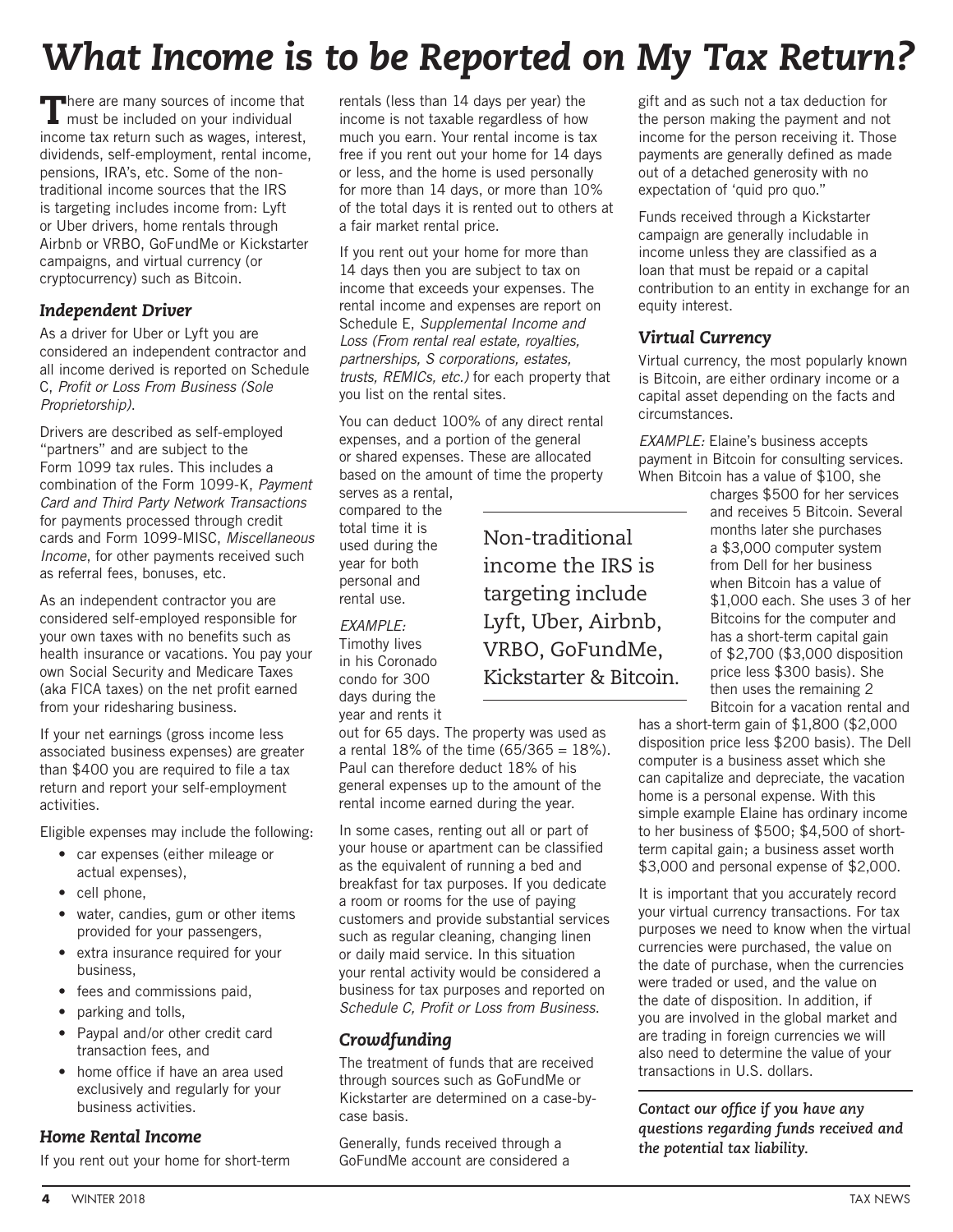# What Income is to be Reported on My Tax Return?

There are many sources of income that must be included on your individual income tax return such as wages, interest, dividends, self-employment, rental income, pensions, IRA's, etc. Some of the non-traditional income sources that the IRS is targeting includes income from: Lyft or Uber drivers, home rentals through Airbnb or VRBO, GoFundMe or Kickstarter campaigns, and virtual currency (or cryptocurrency) such as Bitcoin.

### *Independent Driver*

As a driver for Uber or Lyft you are considered an independent contractor and all income derived is reported on Schedule C, *Profit or Loss From Business (Sole Proprietorship)*.

Drivers are described as self-employed "partners" and are subject to the Form 1099 tax rules. This includes a combination of the Form 1099-K, *Payment Card and Third Party Network Transactions* for payments processed through credit cards and Form 1099-MISC, *Miscellaneous Income*, for other payments received such as referral fees, bonuses, etc.

As an independent contractor you are considered self-employed responsible for your own taxes with no benefits such as health insurance or vacations. You pay your own Social Security and Medicare Taxes (aka FICA taxes) on the net profit earned from your ridesharing business.

If your net earnings (gross income less associated business expenses) are greater than $400 you are required to file a tax return and report your self-employment activities.

Eligible expenses may include the following:

- car expenses (either mileage or actual expenses),
- cell phone,
- water, candies, gum or other items provided for your passengers,
- extra insurance required for your business,
- fees and commissions paid,
- parking and tolls,
- Paypal and/or other credit card transaction fees, and
- home office if have an area used exclusively and regularly for your business activities.

### *Home Rental Income*

If you rent out your home for short-term rentals (less than 14 days per year) the income is not taxable regardless of how much you earn. Your rental income is tax free if you rent out your home for 14 days or less, and the home is used personally for more than 14 days, or more than 10% of the total days it is rented out to others at a fair market rental price.

If you rent out your home for more than 14 days then you are subject to tax on income that exceeds your expenses. The rental income and expenses are report on Schedule E, *Supplemental Income and Loss (From rental real estate, royalties, partnerships, S corporations, estates, trusts, REMICs, etc.)* for each property that you list on the rental sites.

You can deduct 100% of any direct rental expenses, and a portion of the general or shared expenses. These are allocated based on the amount of time the property serves as a rental, compared to the total time it is used during the year for both personal and rental use.

> Non-traditional income the IRS is targeting include Lyft, Uber, Airbnb, VRBO, GoFundMe, Kickstarter & Bitcoin.

*EXAMPLE:* Timothy lives in his Coronado condo for 300 days during the year and rents it out for 65 days. The property was used as a rental 18% of the time (65/365 = 18%). Paul can therefore deduct 18% of his general expenses up to the amount of the rental income earned during the year.

In some cases, renting out all or part of your house or apartment can be classified as the equivalent of running a bed and breakfast for tax purposes. If you dedicate a room or rooms for the use of paying customers and provide substantial services such as regular cleaning, changing linen or daily maid service. In this situation your rental activity would be considered a business for tax purposes and reported on *Schedule C, Profit or Loss from Business*.

### *Crowdfunding*

The treatment of funds that are received through sources such as GoFundMe or Kickstarter are determined on a case-by-case basis.

Generally, funds received through a GoFundMe account are considered a gift and as such not a tax deduction for the person making the payment and not income for the person receiving it. Those payments are generally defined as made out of a detached generosity with no expectation of 'quid pro quo."

Funds received through a Kickstarter campaign are generally includable in income unless they are classified as a loan that must be repaid or a capital contribution to an entity in exchange for an equity interest.

### *Virtual Currency*

Virtual currency, the most popularly known is Bitcoin, are either ordinary income or a capital asset depending on the facts and circumstances.

*EXAMPLE:* Elaine's business accepts payment in Bitcoin for consulting services. When Bitcoin has a value of $100, she charges $500 for her services and receives 5 Bitcoin. Several months later she purchases a $3,000 computer system from Dell for her business when Bitcoin has a value of $1,000 each. She uses 3 of her Bitcoins for the computer and has a short-term capital gain of $2,700 ($3,000 disposition price less $300 basis). She then uses the remaining 2 Bitcoin for a vacation rental and has a short-term gain of $1,800 ($2,000 disposition price less $200 basis). The Dell computer is a business asset which she can capitalize and depreciate, the vacation home is a personal expense. With this simple example Elaine has ordinary income to her business of $500; $4,500 of short-term capital gain; a business asset worth $3,000 and personal expense of $2,000.

It is important that you accurately record your virtual currency transactions. For tax purposes we need to know when the virtual currencies were purchased, the value on the date of purchase, when the currencies were traded or used, and the value on the date of disposition. In addition, if you are involved in the global market and are trading in foreign currencies we will also need to determine the value of your transactions in U.S. dollars.

***Contact our office if you have any questions regarding funds received and the potential tax liability.***